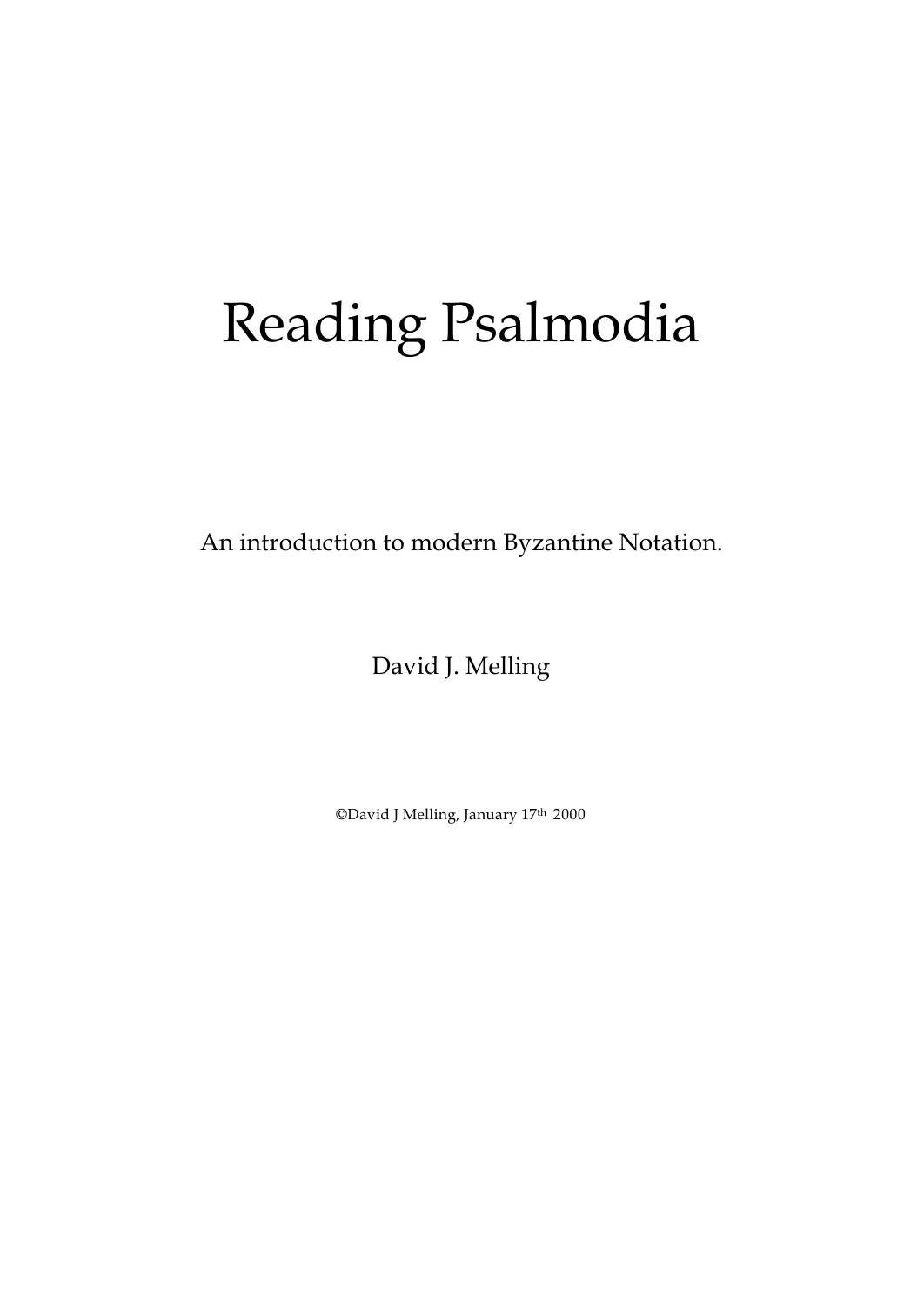# Reading Psalmodia

An introduction to modern Byzantine Notation.

David J. Melling

©David J Melling, January 17th 2000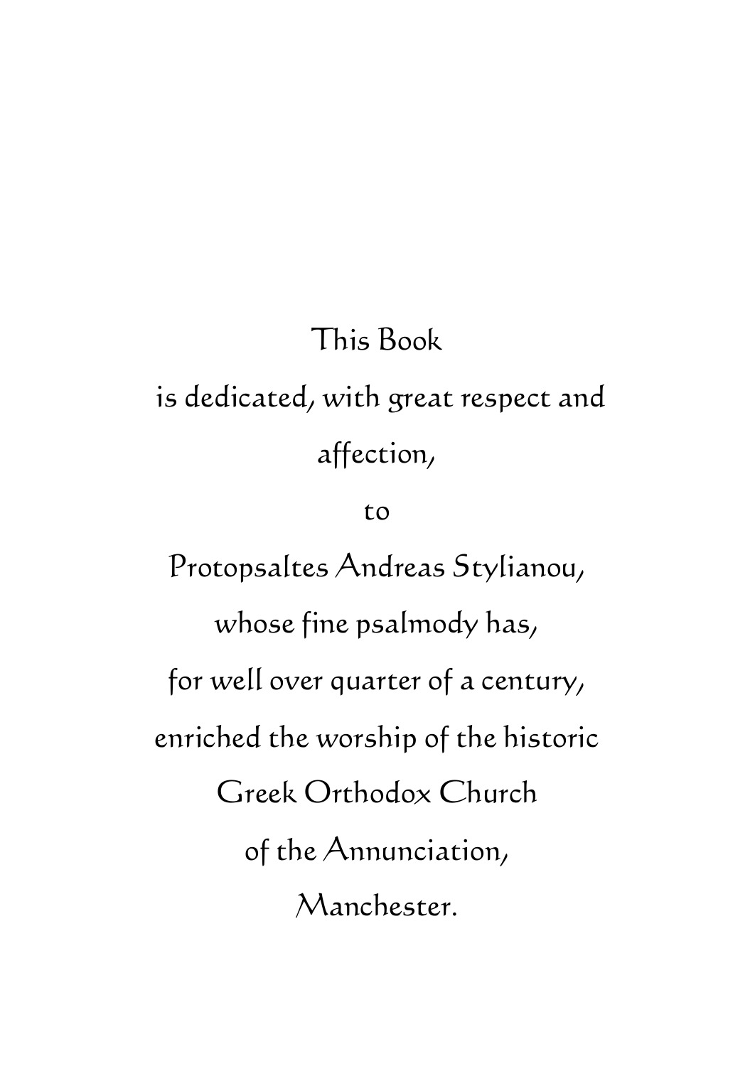This Book

is dedicated, with great respect and affection,

to

Protopsaltes Andreas Stylianou,

whose fine psalmody has,

for well over quarter of a century,

enriched the worship of the historic

Greek Orthodox Church

of the Annunciation,

Manchester.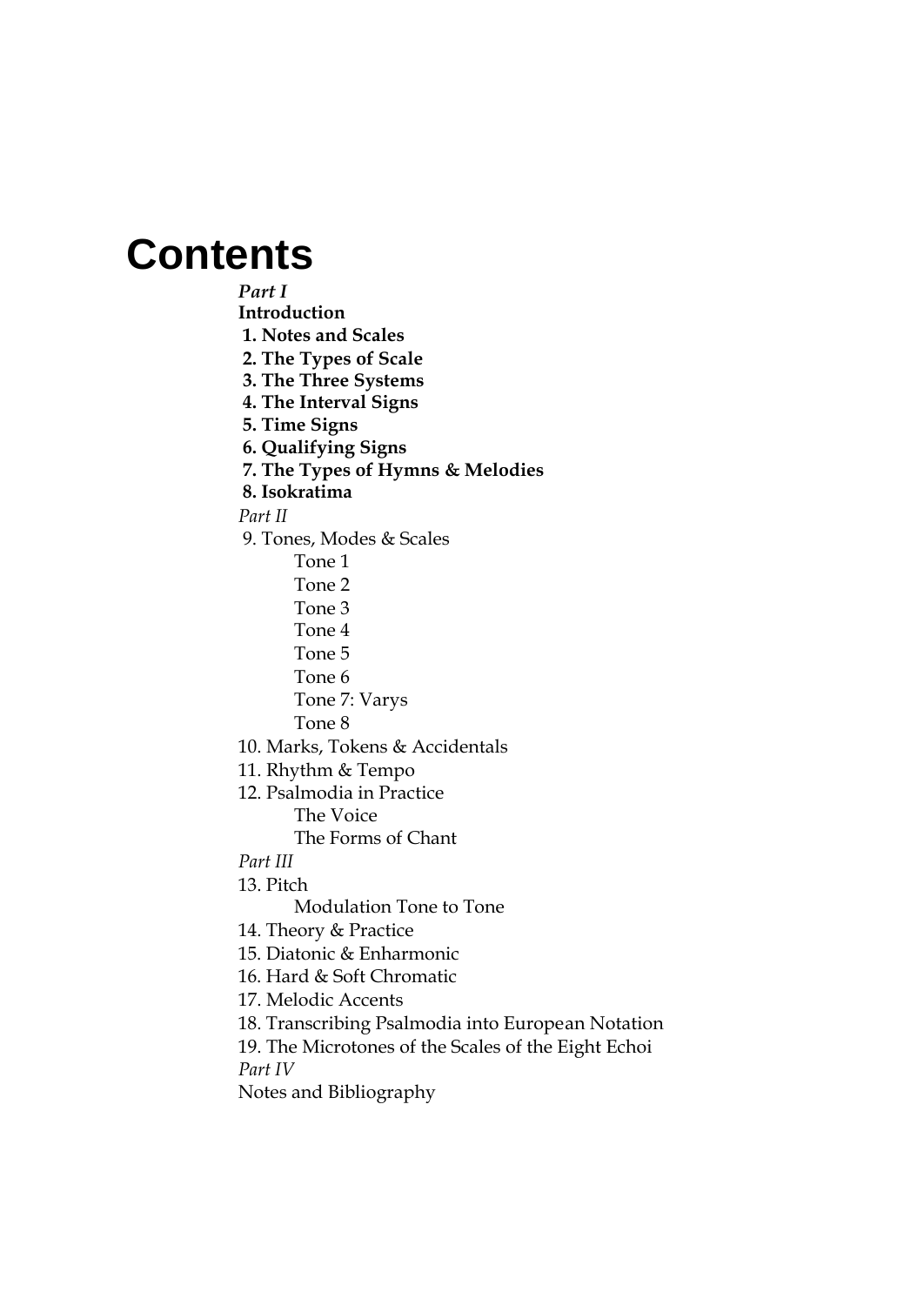# Contents

*Part I*

**Introduction**

**1. Notes and Scales**

**2. The Types of Scale**

**3. The Three Systems**

**4. The Interval Signs**

**5. Time Signs**

**6. Qualifying Signs**

**7. The Types of Hymns & Melodies**

**8. Isokratima**

*Part II*

9. Tones, Modes & Scales

- Tone 1
- Tone 2
- Tone 3
- Tone 4
- Tone 5
- Tone 6
- Tone 7: Varys
- Tone 8

10. Marks, Tokens & Accidentals

11. Rhythm & Tempo

12. Psalmodia in Practice

- The Voice
- The Forms of Chant

*Part III*

13. Pitch

- Modulation Tone to Tone

14. Theory & Practice

15. Diatonic & Enharmonic

16. Hard & Soft Chromatic

17. Melodic Accents

18. Transcribing Psalmodia into European Notation

19. The Microtones of the Scales of the Eight Echoi

*Part IV*

Notes and Bibliography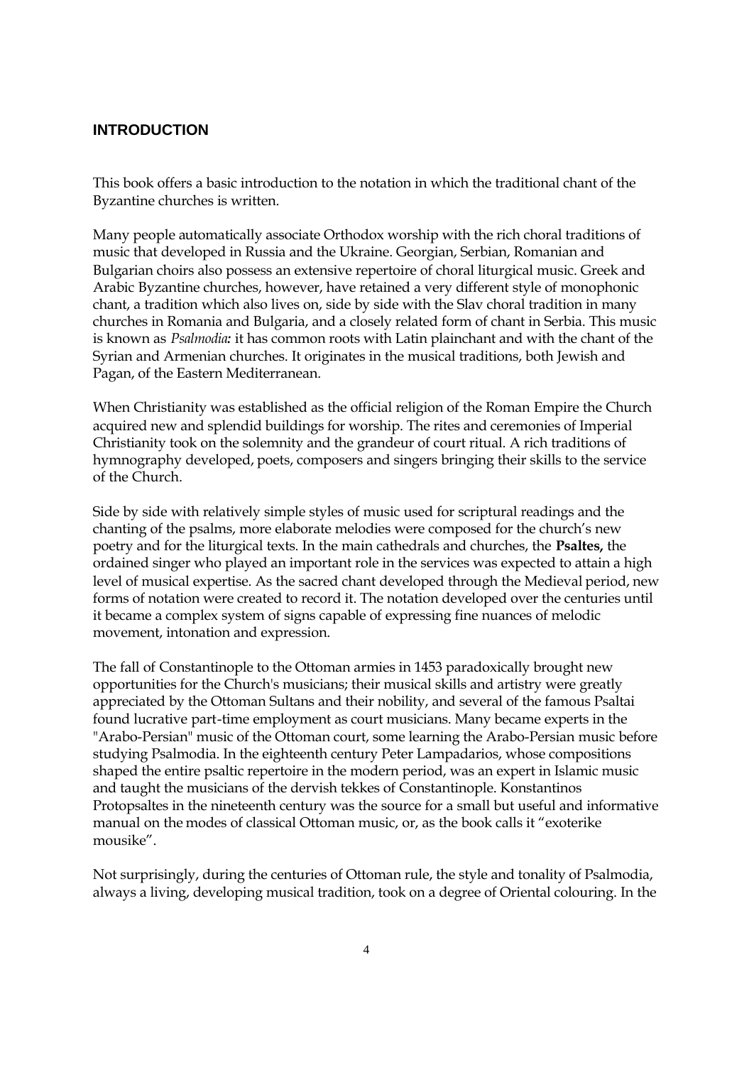## INTRODUCTION

This book offers a basic introduction to the notation in which the traditional chant of the Byzantine churches is written.

Many people automatically associate Orthodox worship with the rich choral traditions of music that developed in Russia and the Ukraine. Georgian, Serbian, Romanian and Bulgarian choirs also possess an extensive repertoire of choral liturgical music. Greek and Arabic Byzantine churches, however, have retained a very different style of monophonic chant, a tradition which also lives on, side by side with the Slav choral tradition in many churches in Romania and Bulgaria, and a closely related form of chant in Serbia. This music is known as *Psalmodia:* it has common roots with Latin plainchant and with the chant of the Syrian and Armenian churches. It originates in the musical traditions, both Jewish and Pagan, of the Eastern Mediterranean.

When Christianity was established as the official religion of the Roman Empire the Church acquired new and splendid buildings for worship. The rites and ceremonies of Imperial Christianity took on the solemnity and the grandeur of court ritual. A rich traditions of hymnography developed, poets, composers and singers bringing their skills to the service of the Church.

Side by side with relatively simple styles of music used for scriptural readings and the chanting of the psalms, more elaborate melodies were composed for the church's new poetry and for the liturgical texts. In the main cathedrals and churches, the **Psaltes,** the ordained singer who played an important role in the services was expected to attain a high level of musical expertise. As the sacred chant developed through the Medieval period, new forms of notation were created to record it. The notation developed over the centuries until it became a complex system of signs capable of expressing fine nuances of melodic movement, intonation and expression.

The fall of Constantinople to the Ottoman armies in 1453 paradoxically brought new opportunities for the Church's musicians; their musical skills and artistry were greatly appreciated by the Ottoman Sultans and their nobility, and several of the famous Psaltai found lucrative part-time employment as court musicians. Many became experts in the "Arabo-Persian" music of the Ottoman court, some learning the Arabo-Persian music before studying Psalmodia. In the eighteenth century Peter Lampadarios, whose compositions shaped the entire psaltic repertoire in the modern period, was an expert in Islamic music and taught the musicians of the dervish tekkes of Constantinople. Konstantinos Protopsaltes in the nineteenth century was the source for a small but useful and informative manual on the modes of classical Ottoman music, or, as the book calls it "exoterike mousike".

Not surprisingly, during the centuries of Ottoman rule, the style and tonality of Psalmodia, always a living, developing musical tradition, took on a degree of Oriental colouring. In the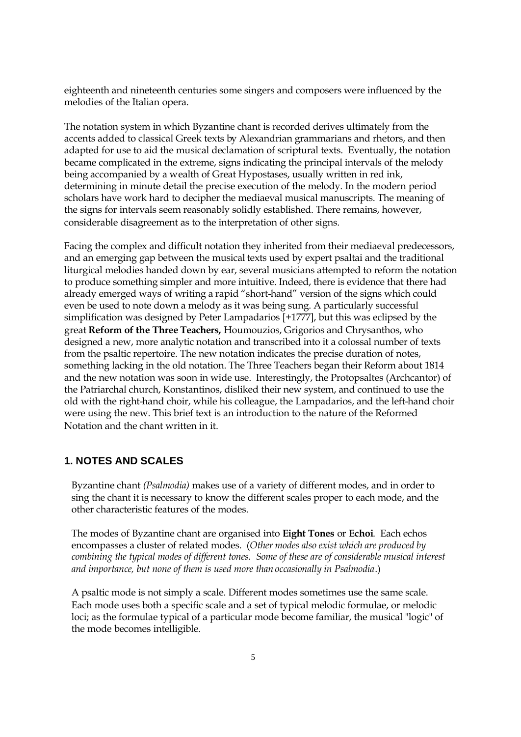eighteenth and nineteenth centuries some singers and composers were influenced by the melodies of the Italian opera.

The notation system in which Byzantine chant is recorded derives ultimately from the accents added to classical Greek texts by Alexandrian grammarians and rhetors, and then adapted for use to aid the musical declamation of scriptural texts. Eventually, the notation became complicated in the extreme, signs indicating the principal intervals of the melody being accompanied by a wealth of Great Hypostases, usually written in red ink, determining in minute detail the precise execution of the melody. In the modern period scholars have work hard to decipher the mediaeval musical manuscripts. The meaning of the signs for intervals seem reasonably solidly established. There remains, however, considerable disagreement as to the interpretation of other signs.

Facing the complex and difficult notation they inherited from their mediaeval predecessors, and an emerging gap between the musical texts used by expert psaltai and the traditional liturgical melodies handed down by ear, several musicians attempted to reform the notation to produce something simpler and more intuitive. Indeed, there is evidence that there had already emerged ways of writing a rapid "short-hand" version of the signs which could even be used to note down a melody as it was being sung. A particularly successful simplification was designed by Peter Lampadarios [+1777], but this was eclipsed by the great **Reform of the Three Teachers,** Houmouzios, Grigorios and Chrysanthos, who designed a new, more analytic notation and transcribed into it a colossal number of texts from the psaltic repertoire. The new notation indicates the precise duration of notes, something lacking in the old notation. The Three Teachers began their Reform about 1814 and the new notation was soon in wide use. Interestingly, the Protopsaltes (Archcantor) of the Patriarchal church, Konstantinos, disliked their new system, and continued to use the old with the right-hand choir, while his colleague, the Lampadarios, and the left-hand choir were using the new. This brief text is an introduction to the nature of the Reformed Notation and the chant written in it.

## 1. NOTES AND SCALES

Byzantine chant *(Psalmodia)* makes use of a variety of different modes, and in order to sing the chant it is necessary to know the different scales proper to each mode, and the other characteristic features of the modes.

The modes of Byzantine chant are organised into **Eight Tones** or **Echoi**. Each echos encompasses a cluster of related modes. (*Other modes also exist which are produced by combining the typical modes of different tones. Some of these are of considerable musical interest and importance, but none of them is used more than occasionally in Psalmodia*.)

A psaltic mode is not simply a scale. Different modes sometimes use the same scale. Each mode uses both a specific scale and a set of typical melodic formulae, or melodic loci; as the formulae typical of a particular mode become familiar, the musical "logic" of the mode becomes intelligible.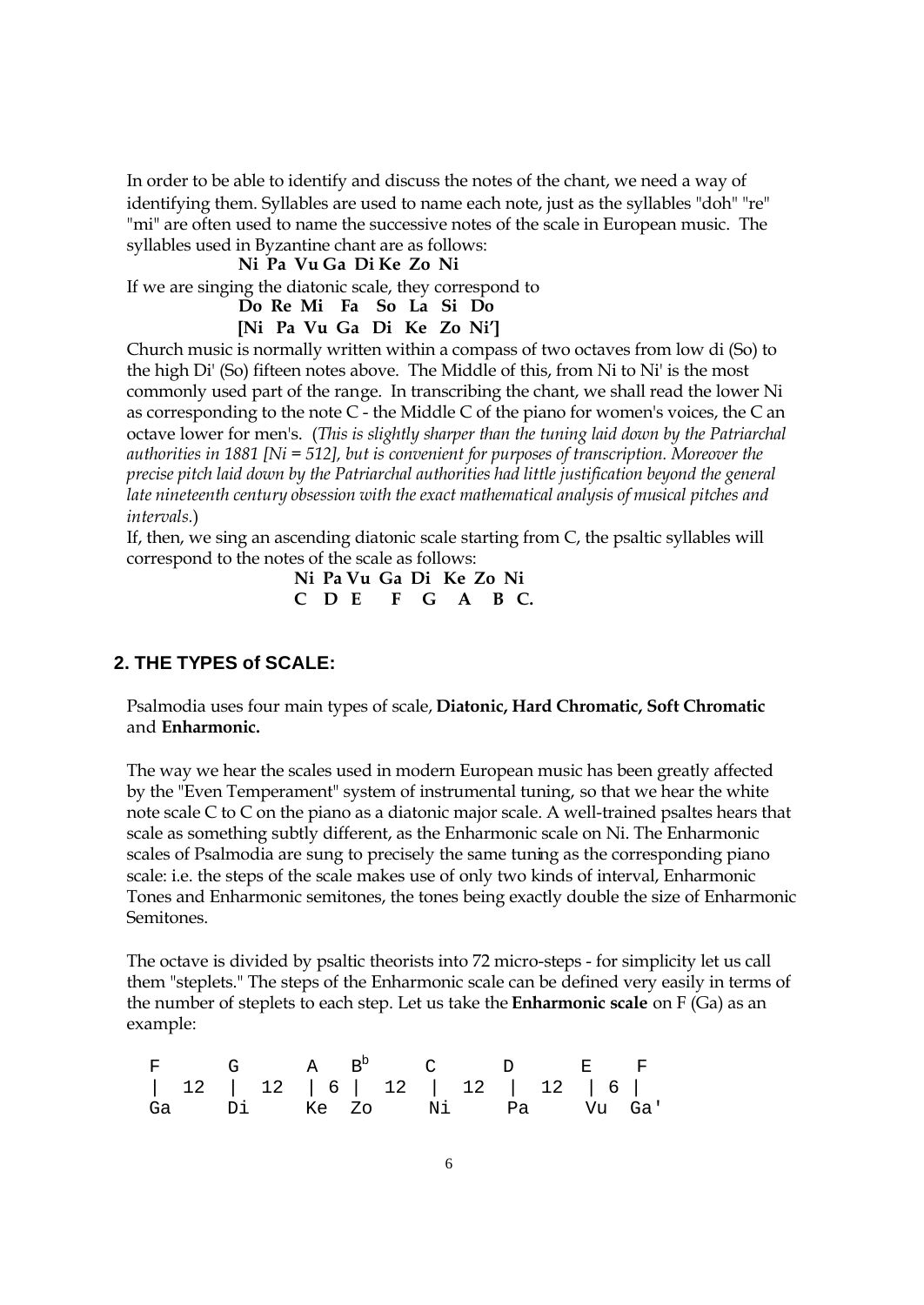In order to be able to identify and discuss the notes of the chant, we need a way of identifying them. Syllables are used to name each note, just as the syllables "doh" "re" "mi" are often used to name the successive notes of the scale in European music. The syllables used in Byzantine chant are as follows:

**Ni Pa Vu Ga Di Ke Zo Ni**

If we are singing the diatonic scale, they correspond to

**Do Re Mi Fa So La Si Do**
**[Ni Pa Vu Ga Di Ke Zo Ni']**

Church music is normally written within a compass of two octaves from low di (So) to the high Di' (So) fifteen notes above. The Middle of this, from Ni to Ni' is the most commonly used part of the range. In transcribing the chant, we shall read the lower Ni as corresponding to the note C - the Middle C of the piano for women's voices, the C an octave lower for men's. (*This is slightly sharper than the tuning laid down by the Patriarchal authorities in 1881 [Ni = 512], but is convenient for purposes of transcription. Moreover the precise pitch laid down by the Patriarchal authorities had little justification beyond the general late nineteenth century obsession with the exact mathematical analysis of musical pitches and intervals.*)

If, then, we sing an ascending diatonic scale starting from C, the psaltic syllables will correspond to the notes of the scale as follows:

**Ni Pa Vu Ga Di Ke Zo Ni**
**C D E F G A B C.**

## 2. THE TYPES of SCALE:

Psalmodia uses four main types of scale, **Diatonic, Hard Chromatic, Soft Chromatic** and **Enharmonic.**

The way we hear the scales used in modern European music has been greatly affected by the "Even Temperament" system of instrumental tuning, so that we hear the white note scale C to C on the piano as a diatonic major scale. A well-trained psaltes hears that scale as something subtly different, as the Enharmonic scale on Ni. The Enharmonic scales of Psalmodia are sung to precisely the same tuning as the corresponding piano scale: i.e. the steps of the scale makes use of only two kinds of interval, Enharmonic Tones and Enharmonic semitones, the tones being exactly double the size of Enharmonic Semitones.

The octave is divided by psaltic theorists into 72 micro-steps - for simplicity let us call them "steplets." The steps of the Enharmonic scale can be defined very easily in terms of the number of steplets to each step. Let us take the **Enharmonic scale** on F (Ga) as an example:

```
F      G      A   Bb     C      D      E    F
|  12  |  12  | 6 |  12  |  12  |  12  | 6 |
Ga     Di     Ke  Zo     Ni     Pa     Vu  Ga'
```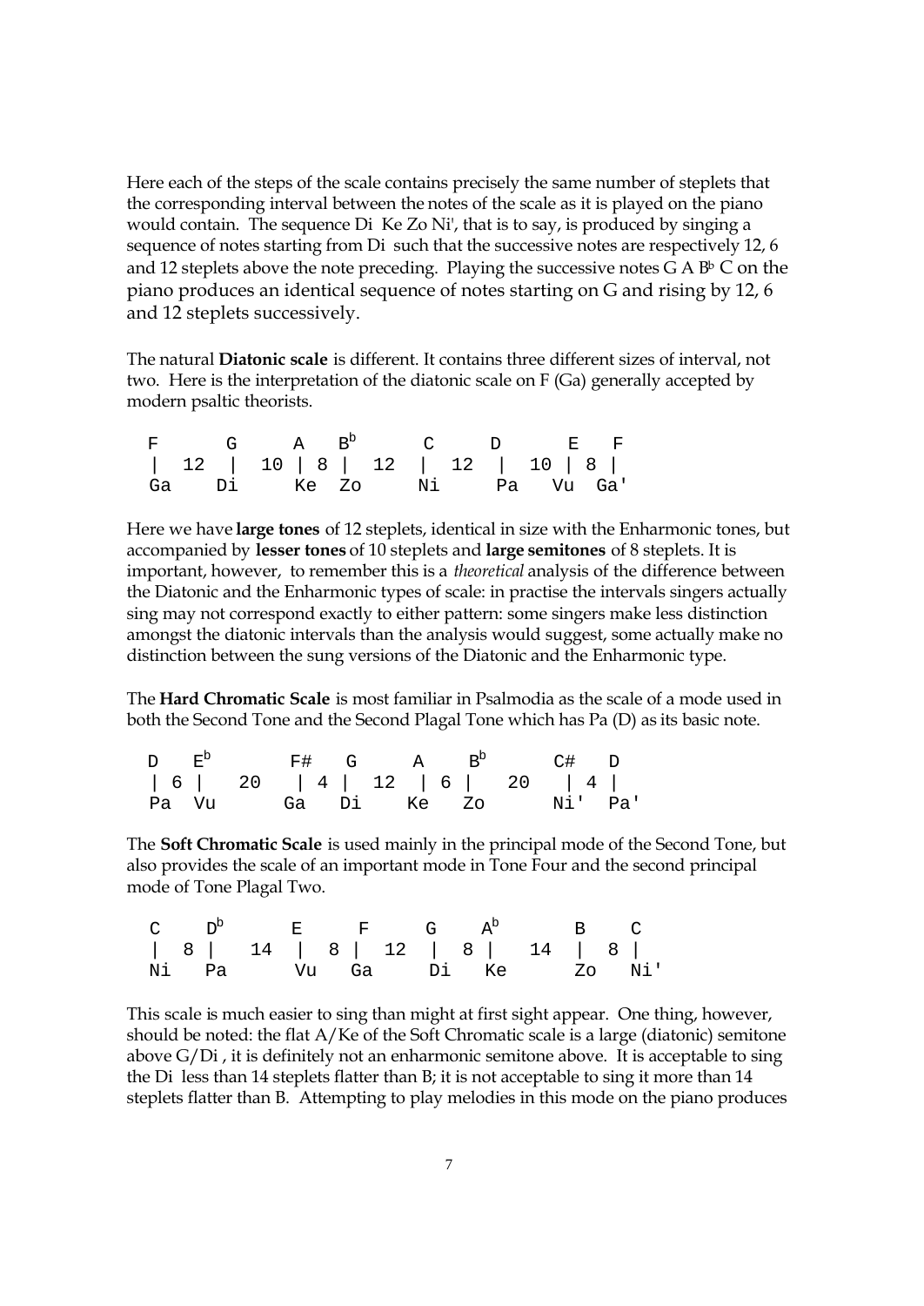Here each of the steps of the scale contains precisely the same number of steplets that the corresponding interval between the notes of the scale as it is played on the piano would contain. The sequence Di Ke Zo Ni', that is to say, is produced by singing a sequence of notes starting from Di such that the successive notes are respectively 12, 6 and 12 steplets above the note preceding. Playing the successive notes G A B$^b$ C on the piano produces an identical sequence of notes starting on G and rising by 12, 6 and 12 steplets successively.

The natural **Diatonic scale** is different. It contains three different sizes of interval, not two. Here is the interpretation of the diatonic scale on F (Ga) generally accepted by modern psaltic theorists.

```
 F      G     A   Bb      C      D      E   F
 |  12  |   10 | 8 |  12  |  12  |  10 | 8 |
 Ga    Di     Ke  Zo     Ni     Pa    Vu  Ga'
```

Here we have **large tones** of 12 steplets, identical in size with the Enharmonic tones, but accompanied by **lesser tones** of 10 steplets and **large semitones** of 8 steplets. It is important, however, to remember this is a *theoretical* analysis of the difference between the Diatonic and the Enharmonic types of scale: in practise the intervals singers actually sing may not correspond exactly to either pattern: some singers make less distinction amongst the diatonic intervals than the analysis would suggest, some actually make no distinction between the sung versions of the Diatonic and the Enharmonic type.

The **Hard Chromatic Scale** is most familiar in Psalmodia as the scale of a mode used in both the Second Tone and the Second Plagal Tone which has Pa (D) as its basic note.

```
 D   Eb       F#   G     A    Bb      C#   D
 | 6 |   20   | 4 |  12  | 6 |   20   | 4 |
 Pa  Vu       Ga   Di    Ke   Zo      Ni'  Pa'
```

The **Soft Chromatic Scale** is used mainly in the principal mode of the Second Tone, but also provides the scale of an important mode in Tone Four and the second principal mode of Tone Plagal Two.

```
 C    Db      E     F     G    Ab      B    C
 | 8 |   14   | 8 |  12  | 8 |   14   | 8 |
 Ni   Pa      Vu    Ga    Di   Ke      Zo   Ni'
```

This scale is much easier to sing than might at first sight appear. One thing, however, should be noted: the flat A/Ke of the Soft Chromatic scale is a large (diatonic) semitone above G/Di , it is definitely not an enharmonic semitone above. It is acceptable to sing the Di less than 14 steplets flatter than B; it is not acceptable to sing it more than 14 steplets flatter than B. Attempting to play melodies in this mode on the piano produces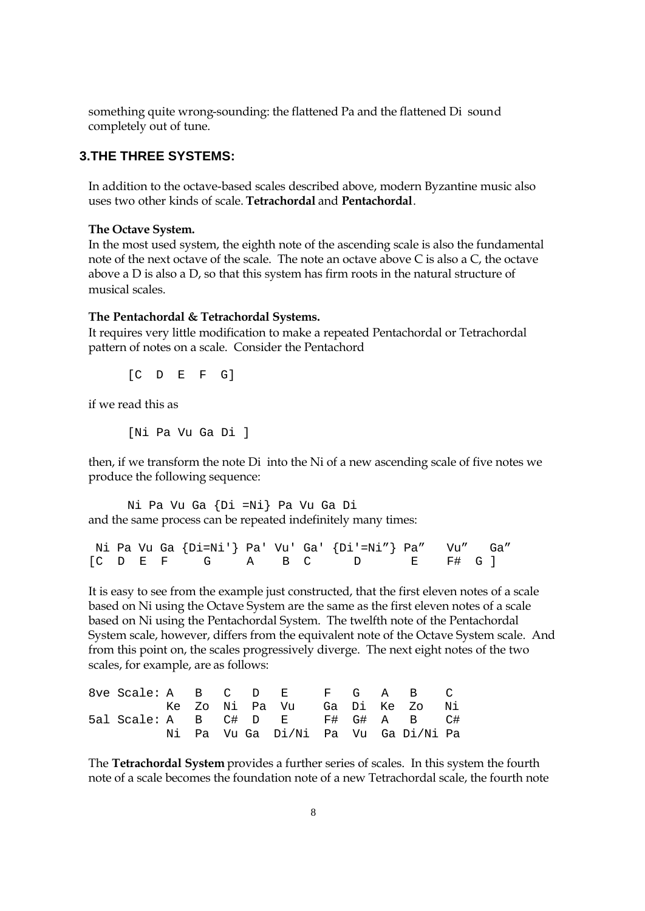something quite wrong-sounding: the flattened Pa and the flattened Di sound completely out of tune.

## 3.THE THREE SYSTEMS:

In addition to the octave-based scales described above, modern Byzantine music also uses two other kinds of scale. **Tetrachordal** and **Pentachordal**.

**The Octave System.**

In the most used system, the eighth note of the ascending scale is also the fundamental note of the next octave of the scale. The note an octave above C is also a C, the octave above a D is also a D, so that this system has firm roots in the natural structure of musical scales.

**The Pentachordal & Tetrachordal Systems.**

It requires very little modification to make a repeated Pentachordal or Tetrachordal pattern of notes on a scale. Consider the Pentachord

```
[C  D  E  F  G]
```

if we read this as

```
[Ni Pa Vu Ga Di ]
```

then, if we transform the note Di into the Ni of a new ascending scale of five notes we produce the following sequence:

```
Ni Pa Vu Ga {Di =Ni} Pa Vu Ga Di
```

and the same process can be repeated indefinitely many times:

```
 Ni Pa Vu Ga {Di=Ni'} Pa' Vu' Ga' {Di'=Ni”} Pa”   Vu”   Ga”
[C  D  E  F     G     A    B  C      D       E    F#  G ]
```

It is easy to see from the example just constructed, that the first eleven notes of a scale based on Ni using the Octave System are the same as the first eleven notes of a scale based on Ni using the Pentachordal System. The twelfth note of the Pentachordal System scale, however, differs from the equivalent note of the Octave System scale. And from this point on, the scales progressively diverge. The next eight notes of the two scales, for example, are as follows:

```
8ve Scale: A   B   C   D   E     F   G   A   B    C
           Ke  Zo  Ni  Pa  Vu    Ga  Di  Ke  Zo   Ni
5al Scale: A   B   C#  D   E     F#  G#  A   B    C#
           Ni  Pa  Vu Ga  Di/Ni  Pa  Vu  Ga Di/Ni Pa
```

The **Tetrachordal System** provides a further series of scales. In this system the fourth note of a scale becomes the foundation note of a new Tetrachordal scale, the fourth note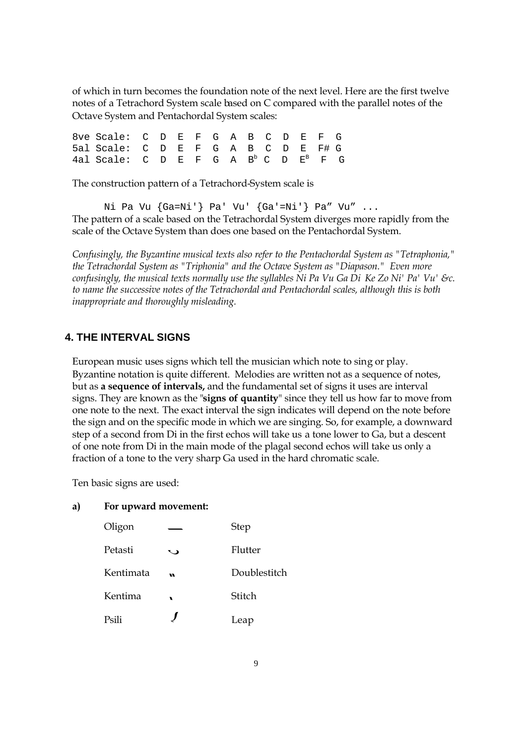of which in turn becomes the foundation note of the next level. Here are the first twelve notes of a Tetrachord System scale based on C compared with the parallel notes of the Octave System and Pentachordal System scales:

```
8ve Scale:  C  D  E  F  G  A  B  C  D  E  F  G
5al Scale:  C  D  E  F  G  A  B  C  D  E  F# G
4al Scale:  C  D  E  F  G  A  Bb C  D  EB  F  G
```

The construction pattern of a Tetrachord-System scale is

```
Ni Pa Vu {Ga=Ni'} Pa' Vu' {Ga'=Ni'} Pa” Vu” ...
```

The pattern of a scale based on the Tetrachordal System diverges more rapidly from the scale of the Octave System than does one based on the Pentachordal System.

*Confusingly, the Byzantine musical texts also refer to the Pentachordal System as "Tetraphonia," the Tetrachordal System as "Triphonia" and the Octave System as "Diapason." Even more confusingly, the musical texts normally use the syllables Ni Pa Vu Ga Di Ke Zo Ni' Pa' Vu' &c. to name the successive notes of the Tetrachordal and Pentachordal scales, although this is both inappropriate and thoroughly misleading.*

## 4. THE INTERVAL SIGNS

European music uses signs which tell the musician which note to sing or play. Byzantine notation is quite different. Melodies are written not as a sequence of notes, but as **a sequence of intervals,** and the fundamental set of signs it uses are interval signs. They are known as the "**signs of quantity**" since they tell us how far to move from one note to the next. The exact interval the sign indicates will depend on the note before the sign and on the specific mode in which we are singing. So, for example, a downward step of a second from Di in the first echos will take us a tone lower to Ga, but a descent of one note from Di in the main mode of the plagal second echos will take us only a fraction of a tone to the very sharp Ga used in the hard chromatic scale.

Ten basic signs are used:

**a) For upward movement:**

| | | |
|---|---|---|
| Oligon | — | Step |
| Petasti | ◡ | Flutter |
| Kentimata | ‶ | Doublestitch |
| Kentima | ˎ | Stitch |
| Psili | ʃ | Leap |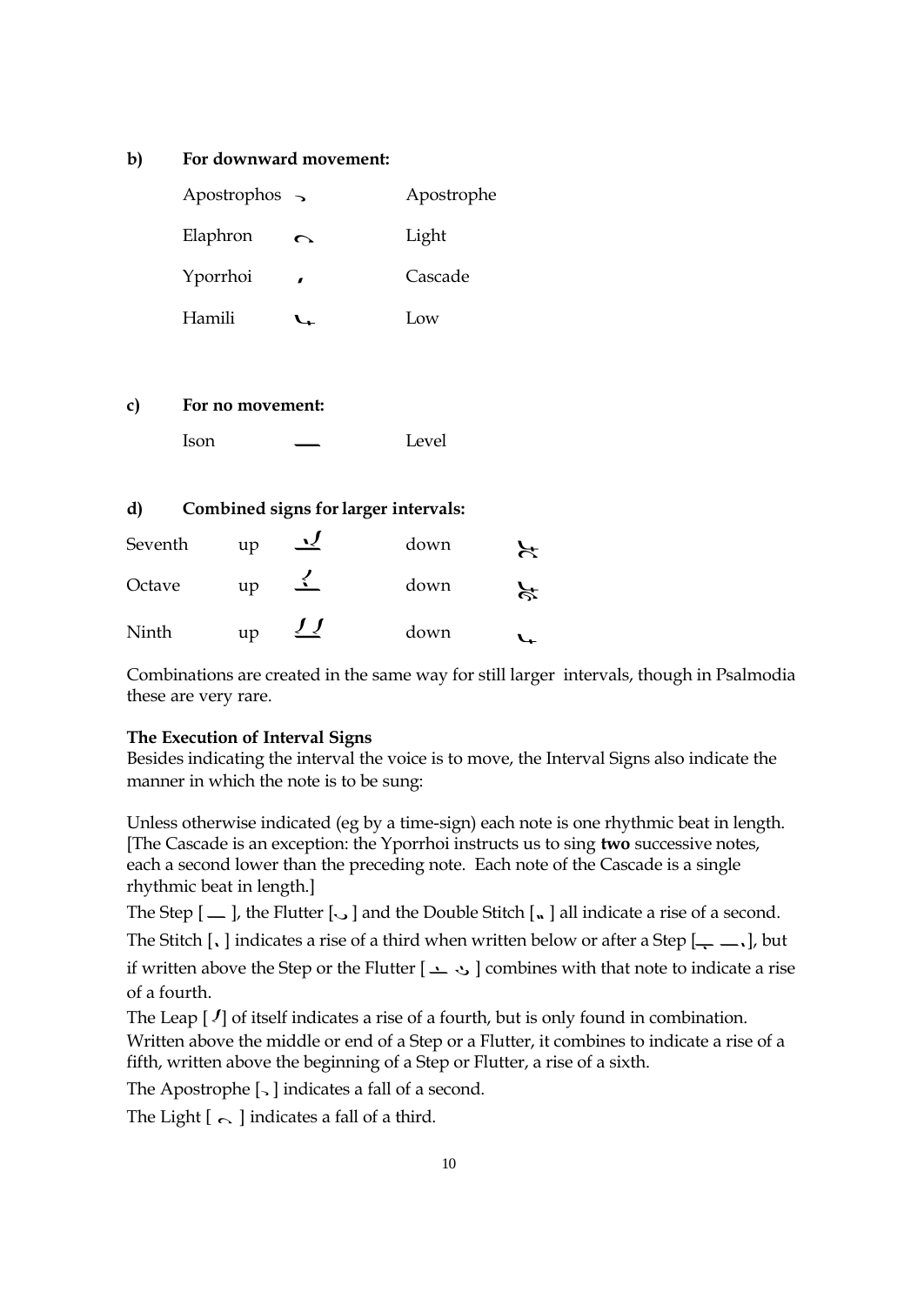**b) For downward movement:**

| | | |
|---|---|---|
| Apostrophos | ̗ | Apostrophe |
| Elaphron | ⌒ | Light |
| Yporrhoi | , | Cascade |
| Hamili | ⊾ | Low |

**c) For no movement:**

| | | |
|---|---|---|
| Ison | ___ | Level |

**d) Combined signs for larger intervals:**

| | | | | |
|---|---|---|---|---|
| Seventh | up | | down | |
| Octave | up | | down | |
| Ninth | up | | down | |

Combinations are created in the same way for still larger intervals, though in Psalmodia these are very rare.

**The Execution of Interval Signs**

Besides indicating the interval the voice is to move, the Interval Signs also indicate the manner in which the note is to be sung:

Unless otherwise indicated (eg by a time-sign) each note is one rhythmic beat in length. [The Cascade is an exception: the Yporrhoi instructs us to sing **two** successive notes, each a second lower than the preceding note. Each note of the Cascade is a single rhythmic beat in length.]

The Step [ ___ ], the Flutter [ ◡ ] and the Double Stitch [ " ] all indicate a rise of a second.

The Stitch [ ˎ ] indicates a rise of a third when written below or after a Step [ ___ ], but if written above the Step or the Flutter [ ] combines with that note to indicate a rise of a fourth.

The Leap [ ] of itself indicates a rise of a fourth, but is only found in combination. Written above the middle or end of a Step or a Flutter, it combines to indicate a rise of a fifth, written above the beginning of a Step or Flutter, a rise of a sixth.

The Apostrophe [ ̗ ] indicates a fall of a second.

The Light [ ⌒ ] indicates a fall of a third.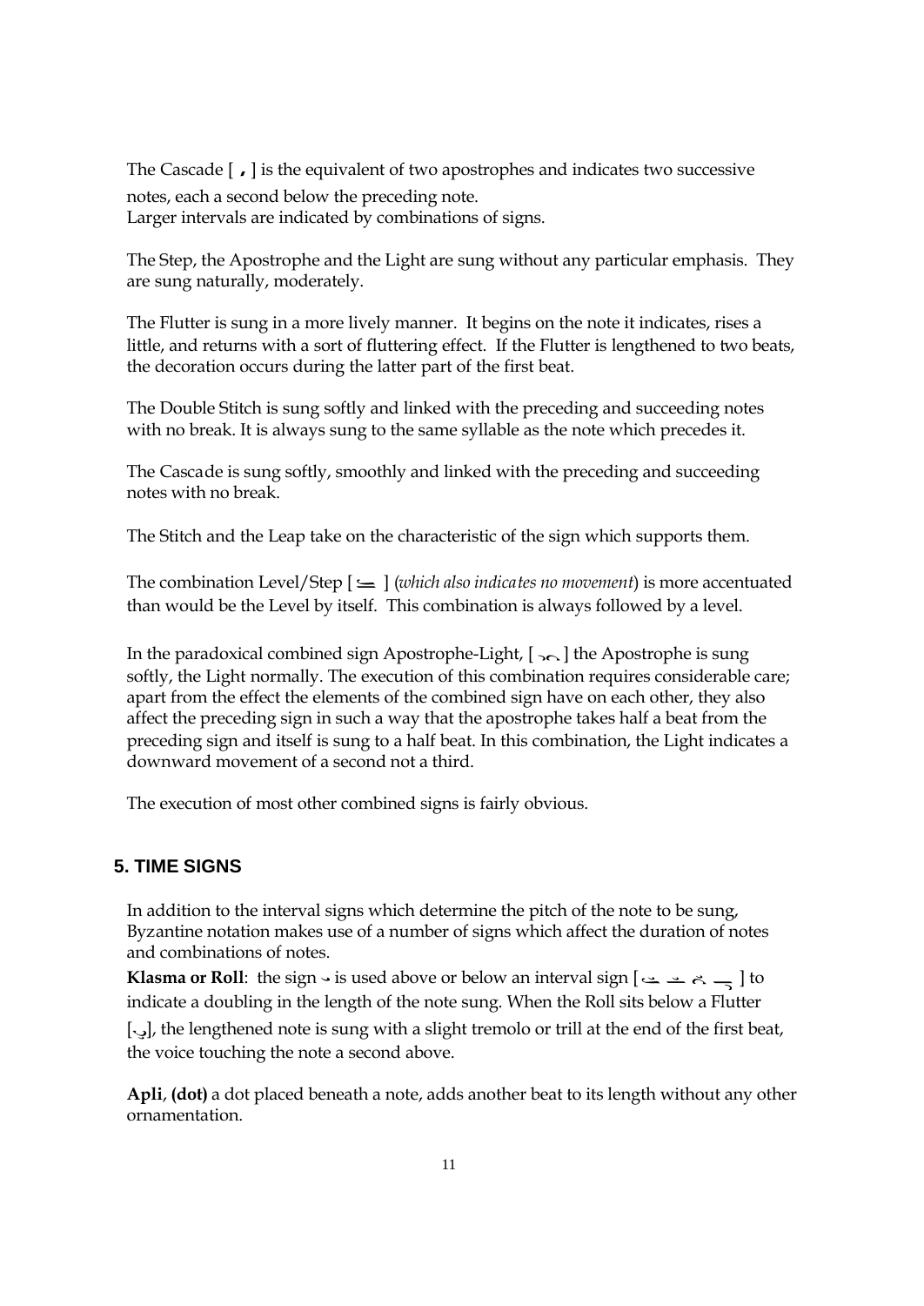The Cascade [ ⸝ ] is the equivalent of two apostrophes and indicates two successive notes, each a second below the preceding note.
Larger intervals are indicated by combinations of signs.

The Step, the Apostrophe and the Light are sung without any particular emphasis. They are sung naturally, moderately.

The Flutter is sung in a more lively manner. It begins on the note it indicates, rises a little, and returns with a sort of fluttering effect. If the Flutter is lengthened to two beats, the decoration occurs during the latter part of the first beat.

The Double Stitch is sung softly and linked with the preceding and succeeding notes with no break. It is always sung to the same syllable as the note which precedes it.

The Cascade is sung softly, smoothly and linked with the preceding and succeeding notes with no break.

The Stitch and the Leap take on the characteristic of the sign which supports them.

The combination Level/Step [ ≔ ] (*which also indicates no movement*) is more accentuated than would be the Level by itself. This combination is always followed by a level.

In the paradoxical combined sign Apostrophe-Light, [ ⁀ ] the Apostrophe is sung softly, the Light normally. The execution of this combination requires considerable care; apart from the effect the elements of the combined sign have on each other, they also affect the preceding sign in such a way that the apostrophe takes half a beat from the preceding sign and itself is sung to a half beat. In this combination, the Light indicates a downward movement of a second not a third.

The execution of most other combined signs is fairly obvious.

## 5. TIME SIGNS

In addition to the interval signs which determine the pitch of the note to be sung, Byzantine notation makes use of a number of signs which affect the duration of notes and combinations of notes.

**Klasma or Roll**: the sign ⌣ is used above or below an interval sign [ ⌣ ⌣ ⌣ ⌣ ] to indicate a doubling in the length of the note sung. When the Roll sits below a Flutter [⌣], the lengthened note is sung with a slight tremolo or trill at the end of the first beat, the voice touching the note a second above.

**Apli**, **(dot)** a dot placed beneath a note, adds another beat to its length without any other ornamentation.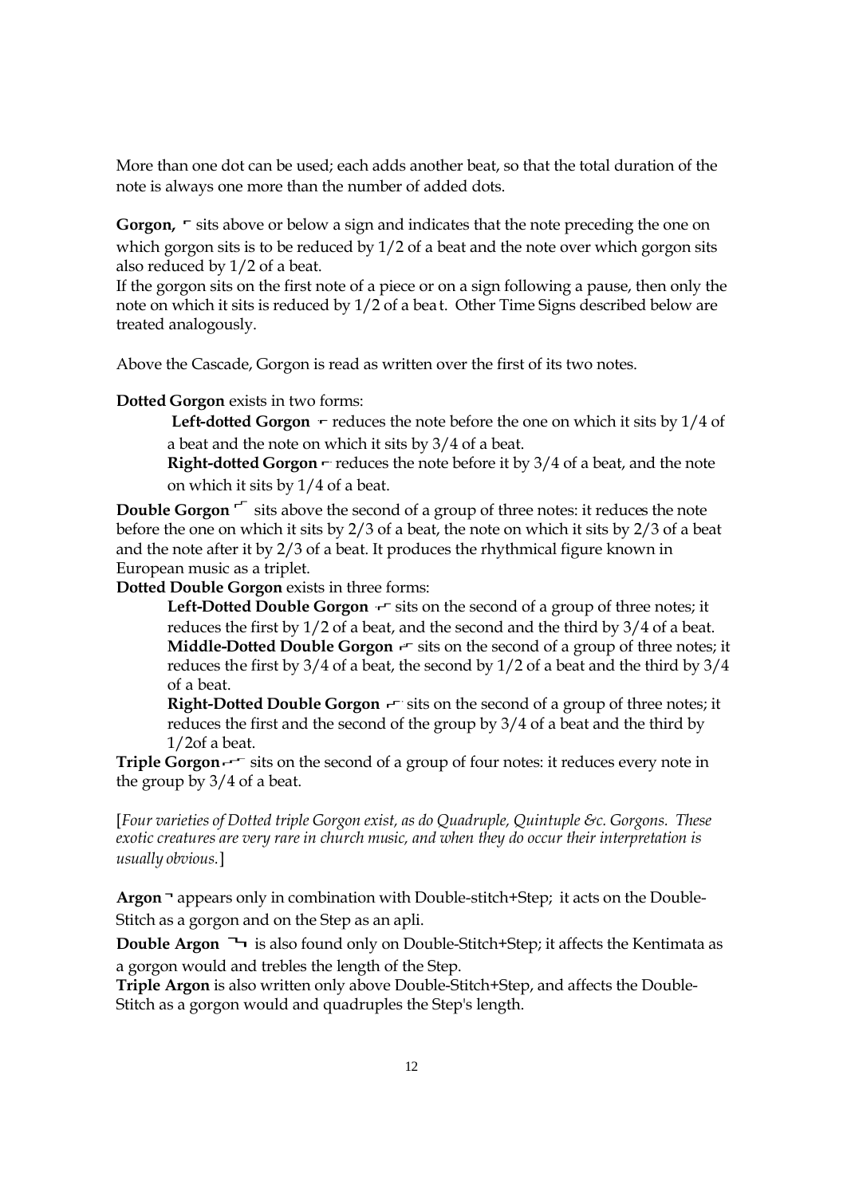More than one dot can be used; each adds another beat, so that the total duration of the note is always one more than the number of added dots.

**Gorgon,** ⌜ sits above or below a sign and indicates that the note preceding the one on which gorgon sits is to be reduced by 1/2 of a beat and the note over which gorgon sits also reduced by 1/2 of a beat.
If the gorgon sits on the first note of a piece or on a sign following a pause, then only the note on which it sits is reduced by 1/2 of a beat. Other Time Signs described below are treated analogously.

Above the Cascade, Gorgon is read as written over the first of its two notes.

**Dotted Gorgon** exists in two forms:

> **Left-dotted Gorgon** ·⌜ reduces the note before the one on which it sits by 1/4 of a beat and the note on which it sits by 3/4 of a beat.
> **Right-dotted Gorgon** ⌜· reduces the note before it by 3/4 of a beat, and the note on which it sits by 1/4 of a beat.

**Double Gorgon** ⌜⌜ sits above the second of a group of three notes: it reduces the note before the one on which it sits by 2/3 of a beat, the note on which it sits by 2/3 of a beat and the note after it by 2/3 of a beat. It produces the rhythmical figure known in European music as a triplet.

**Dotted Double Gorgon** exists in three forms:

> **Left-Dotted Double Gorgon** ·⌜⌜ sits on the second of a group of three notes; it reduces the first by 1/2 of a beat, and the second and the third by 3/4 of a beat.
> **Middle-Dotted Double Gorgon** ⌜·⌜ sits on the second of a group of three notes; it reduces the first by 3/4 of a beat, the second by 1/2 of a beat and the third by 3/4 of a beat.
> **Right-Dotted Double Gorgon** ⌜⌜· sits on the second of a group of three notes; it reduces the first and the second of the group by 3/4 of a beat and the third by 1/2of a beat.

**Triple Gorgon** ⌜⌜⌜ sits on the second of a group of four notes: it reduces every note in the group by 3/4 of a beat.

[*Four varieties of Dotted triple Gorgon exist, as do Quadruple, Quintuple &c. Gorgons. These exotic creatures are very rare in church music, and when they do occur their interpretation is usually obvious.*]

**Argon** ⌝ appears only in combination with Double-stitch+Step; it acts on the Double-Stitch as a gorgon and on the Step as an apli.

**Double Argon** ⌝⌝ is also found only on Double-Stitch+Step; it affects the Kentimata as a gorgon would and trebles the length of the Step.

**Triple Argon** is also written only above Double-Stitch+Step, and affects the Double-Stitch as a gorgon would and quadruples the Step's length.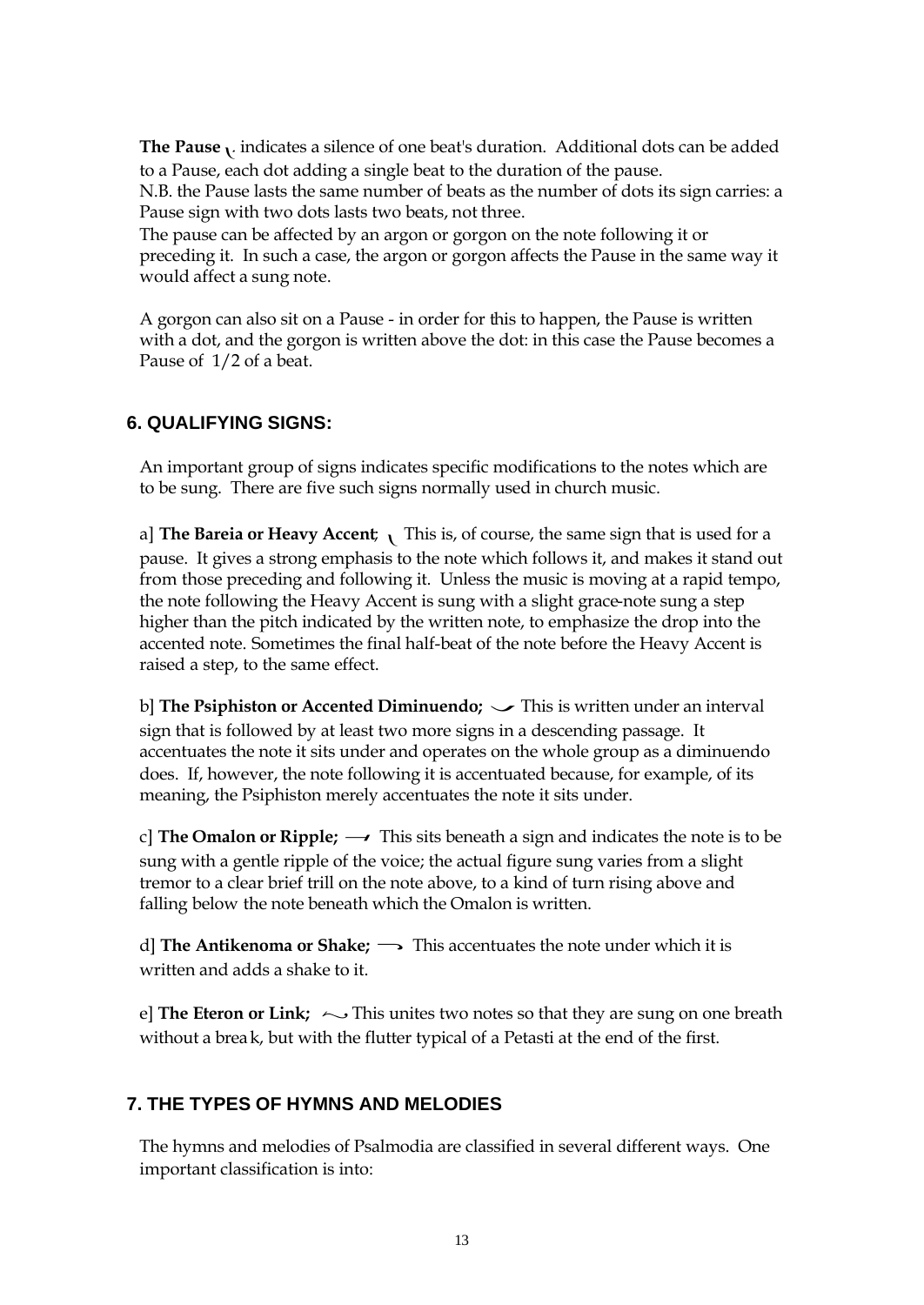**The Pause** ͺ indicates a silence of one beat's duration. Additional dots can be added to a Pause, each dot adding a single beat to the duration of the pause.
N.B. the Pause lasts the same number of beats as the number of dots its sign carries: a Pause sign with two dots lasts two beats, not three.
The pause can be affected by an argon or gorgon on the note following it or preceding it. In such a case, the argon or gorgon affects the Pause in the same way it would affect a sung note.

A gorgon can also sit on a Pause - in order for this to happen, the Pause is written with a dot, and the gorgon is written above the dot: in this case the Pause becomes a Pause of 1/2 of a beat.

## 6. QUALIFYING SIGNS:

An important group of signs indicates specific modifications to the notes which are to be sung. There are five such signs normally used in church music.

a] **The Bareia or Heavy Accent;** This is, of course, the same sign that is used for a pause. It gives a strong emphasis to the note which follows it, and makes it stand out from those preceding and following it. Unless the music is moving at a rapid tempo, the note following the Heavy Accent is sung with a slight grace-note sung a step higher than the pitch indicated by the written note, to emphasize the drop into the accented note. Sometimes the final half-beat of the note before the Heavy Accent is raised a step, to the same effect.

b] **The Psiphiston or Accented Diminuendo;** This is written under an interval sign that is followed by at least two more signs in a descending passage. It accentuates the note it sits under and operates on the whole group as a diminuendo does. If, however, the note following it is accentuated because, for example, of its meaning, the Psiphiston merely accentuates the note it sits under.

c] **The Omalon or Ripple;** This sits beneath a sign and indicates the note is to be sung with a gentle ripple of the voice; the actual figure sung varies from a slight tremor to a clear brief trill on the note above, to a kind of turn rising above and falling below the note beneath which the Omalon is written.

d] **The Antikenoma or Shake;** This accentuates the note under which it is written and adds a shake to it.

e] **The Eteron or Link;** This unites two notes so that they are sung on one breath without a break, but with the flutter typical of a Petasti at the end of the first.

## 7. THE TYPES OF HYMNS AND MELODIES

The hymns and melodies of Psalmodia are classified in several different ways. One important classification is into: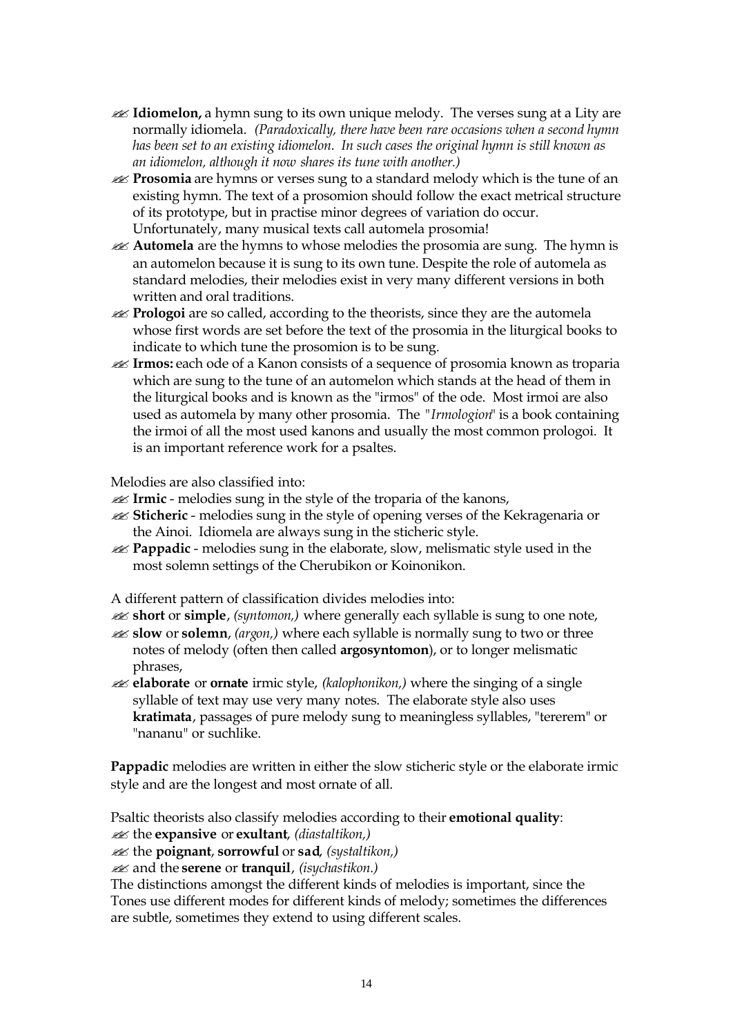- **Idiomelon,** a hymn sung to its own unique melody. The verses sung at a Lity are normally idiomela. *(Paradoxically, there have been rare occasions when a second hymn has been set to an existing idiomelon. In such cases the original hymn is still known as an idiomelon, although it now shares its tune with another.)*
- **Prosomia** are hymns or verses sung to a standard melody which is the tune of an existing hymn. The text of a prosomion should follow the exact metrical structure of its prototype, but in practise minor degrees of variation do occur. Unfortunately, many musical texts call automela prosomia!
- **Automela** are the hymns to whose melodies the prosomia are sung. The hymn is an automelon because it is sung to its own tune. Despite the role of automela as standard melodies, their melodies exist in very many different versions in both written and oral traditions.
- **Prologoi** are so called, according to the theorists, since they are the automela whose first words are set before the text of the prosomia in the liturgical books to indicate to which tune the prosomion is to be sung.
- **Irmos:** each ode of a Kanon consists of a sequence of prosomia known as troparia which are sung to the tune of an automelon which stands at the head of them in the liturgical books and is known as the "irmos" of the ode. Most irmoi are also used as automela by many other prosomia. The "*Irmologion*" is a book containing the irmoi of all the most used kanons and usually the most common prologoi. It is an important reference work for a psaltes.

Melodies are also classified into:

- **Irmic** - melodies sung in the style of the troparia of the kanons,
- **Sticheric** - melodies sung in the style of opening verses of the Kekragenaria or the Ainoi. Idiomela are always sung in the sticheric style.
- **Pappadic** - melodies sung in the elaborate, slow, melismatic style used in the most solemn settings of the Cherubikon or Koinonikon.

A different pattern of classification divides melodies into:

- **short** or **simple**, *(syntomon,)* where generally each syllable is sung to one note,
- **slow** or **solemn**, *(argon,)* where each syllable is normally sung to two or three notes of melody (often then called **argosyntomon**), or to longer melismatic phrases,
- **elaborate** or **ornate** irmic style, *(kalophonikon,)* where the singing of a single syllable of text may use very many notes. The elaborate style also uses **kratimata**, passages of pure melody sung to meaningless syllables, "tererem" or "nananu" or suchlike.

**Pappadic** melodies are written in either the slow sticheric style or the elaborate irmic style and are the longest and most ornate of all.

Psaltic theorists also classify melodies according to their **emotional quality**:

- the **expansive** or **exultant**, *(diastaltikon,)*
- the **poignant**, **sorrowful** or **sad**, *(systaltikon,)*
- and the **serene** or **tranquil**, *(isychastikon.)*

The distinctions amongst the different kinds of melodies is important, since the Tones use different modes for different kinds of melody; sometimes the differences are subtle, sometimes they extend to using different scales.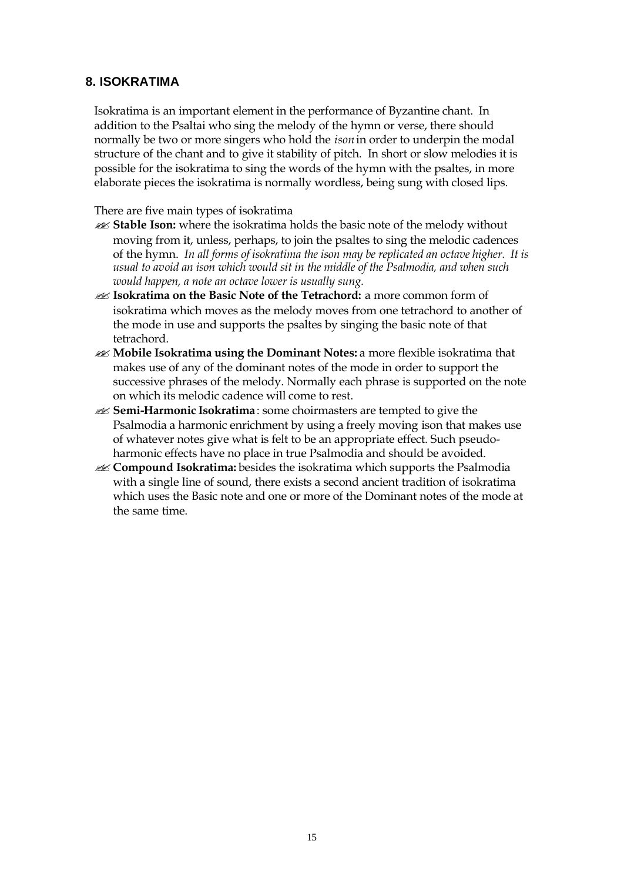## 8. ISOKRATIMA

Isokratima is an important element in the performance of Byzantine chant. In addition to the Psaltai who sing the melody of the hymn or verse, there should normally be two or more singers who hold the *ison* in order to underpin the modal structure of the chant and to give it stability of pitch. In short or slow melodies it is possible for the isokratima to sing the words of the hymn with the psaltes, in more elaborate pieces the isokratima is normally wordless, being sung with closed lips.

There are five main types of isokratima

- **Stable Ison:** where the isokratima holds the basic note of the melody without moving from it, unless, perhaps, to join the psaltes to sing the melodic cadences of the hymn. *In all forms of isokratima the ison may be replicated an octave higher. It is usual to avoid an ison which would sit in the middle of the Psalmodia, and when such would happen, a note an octave lower is usually sung.*
- **Isokratima on the Basic Note of the Tetrachord:** a more common form of isokratima which moves as the melody moves from one tetrachord to another of the mode in use and supports the psaltes by singing the basic note of that tetrachord.
- **Mobile Isokratima using the Dominant Notes:** a more flexible isokratima that makes use of any of the dominant notes of the mode in order to support the successive phrases of the melody. Normally each phrase is supported on the note on which its melodic cadence will come to rest.
- **Semi-Harmonic Isokratima**: some choirmasters are tempted to give the Psalmodia a harmonic enrichment by using a freely moving ison that makes use of whatever notes give what is felt to be an appropriate effect. Such pseudo-harmonic effects have no place in true Psalmodia and should be avoided.
- **Compound Isokratima:** besides the isokratima which supports the Psalmodia with a single line of sound, there exists a second ancient tradition of isokratima which uses the Basic note and one or more of the Dominant notes of the mode at the same time.